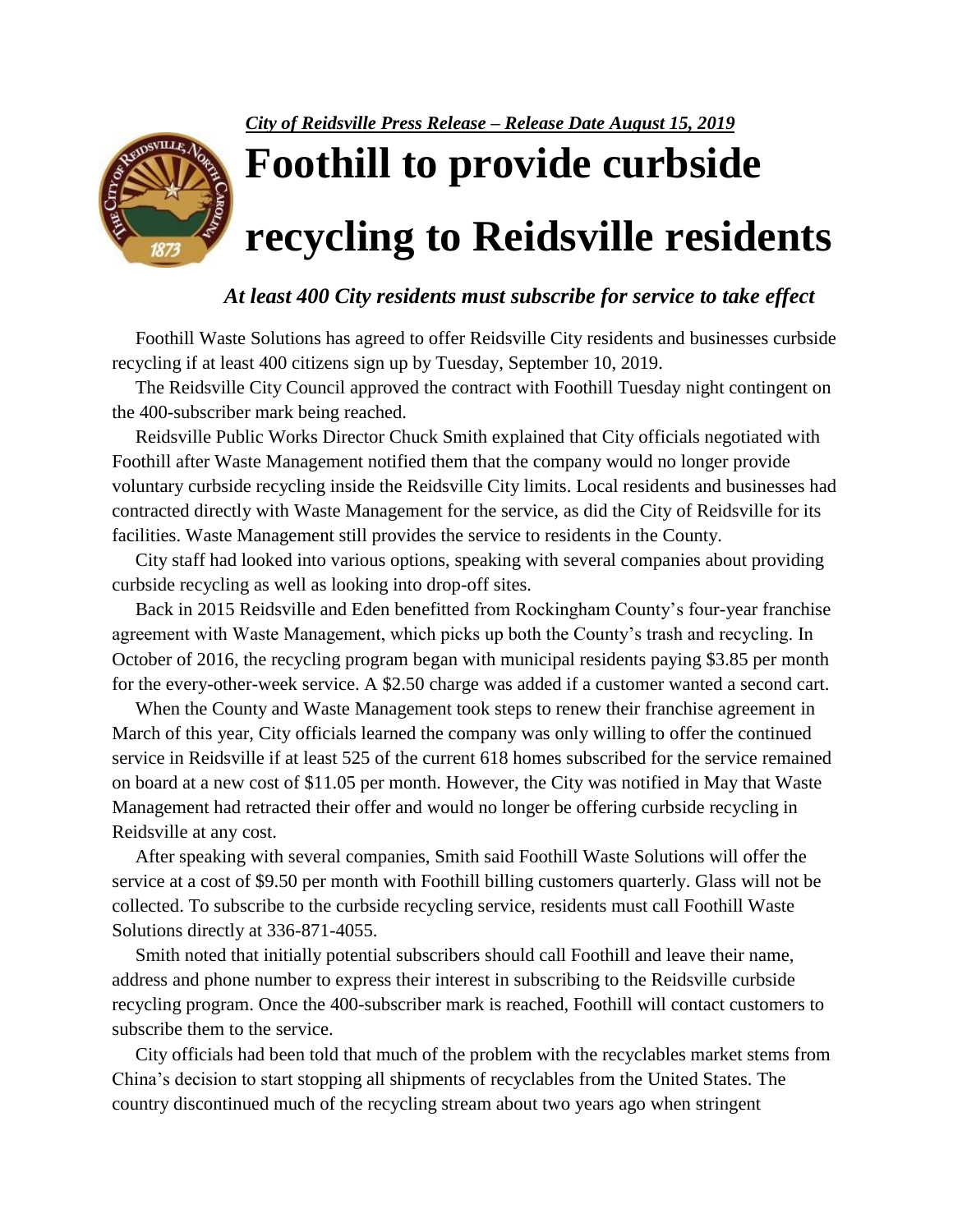***City of Reidsville Press Release – Release Date August 15, 2019***

# Foothill to provide curbside recycling to Reidsville residents

### *At least 400 City residents must subscribe for service to take effect*

Foothill Waste Solutions has agreed to offer Reidsville City residents and businesses curbside recycling if at least 400 citizens sign up by Tuesday, September 10, 2019.

The Reidsville City Council approved the contract with Foothill Tuesday night contingent on the 400-subscriber mark being reached.

Reidsville Public Works Director Chuck Smith explained that City officials negotiated with Foothill after Waste Management notified them that the company would no longer provide voluntary curbside recycling inside the Reidsville City limits. Local residents and businesses had contracted directly with Waste Management for the service, as did the City of Reidsville for its facilities. Waste Management still provides the service to residents in the County.

City staff had looked into various options, speaking with several companies about providing curbside recycling as well as looking into drop-off sites.

Back in 2015 Reidsville and Eden benefitted from Rockingham County's four-year franchise agreement with Waste Management, which picks up both the County's trash and recycling. In October of 2016, the recycling program began with municipal residents paying $3.85 per month for the every-other-week service. A $2.50 charge was added if a customer wanted a second cart.

When the County and Waste Management took steps to renew their franchise agreement in March of this year, City officials learned the company was only willing to offer the continued service in Reidsville if at least 525 of the current 618 homes subscribed for the service remained on board at a new cost of $11.05 per month. However, the City was notified in May that Waste Management had retracted their offer and would no longer be offering curbside recycling in Reidsville at any cost.

After speaking with several companies, Smith said Foothill Waste Solutions will offer the service at a cost of $9.50 per month with Foothill billing customers quarterly. Glass will not be collected. To subscribe to the curbside recycling service, residents must call Foothill Waste Solutions directly at 336-871-4055.

Smith noted that initially potential subscribers should call Foothill and leave their name, address and phone number to express their interest in subscribing to the Reidsville curbside recycling program. Once the 400-subscriber mark is reached, Foothill will contact customers to subscribe them to the service.

City officials had been told that much of the problem with the recyclables market stems from China's decision to start stopping all shipments of recyclables from the United States. The country discontinued much of the recycling stream about two years ago when stringent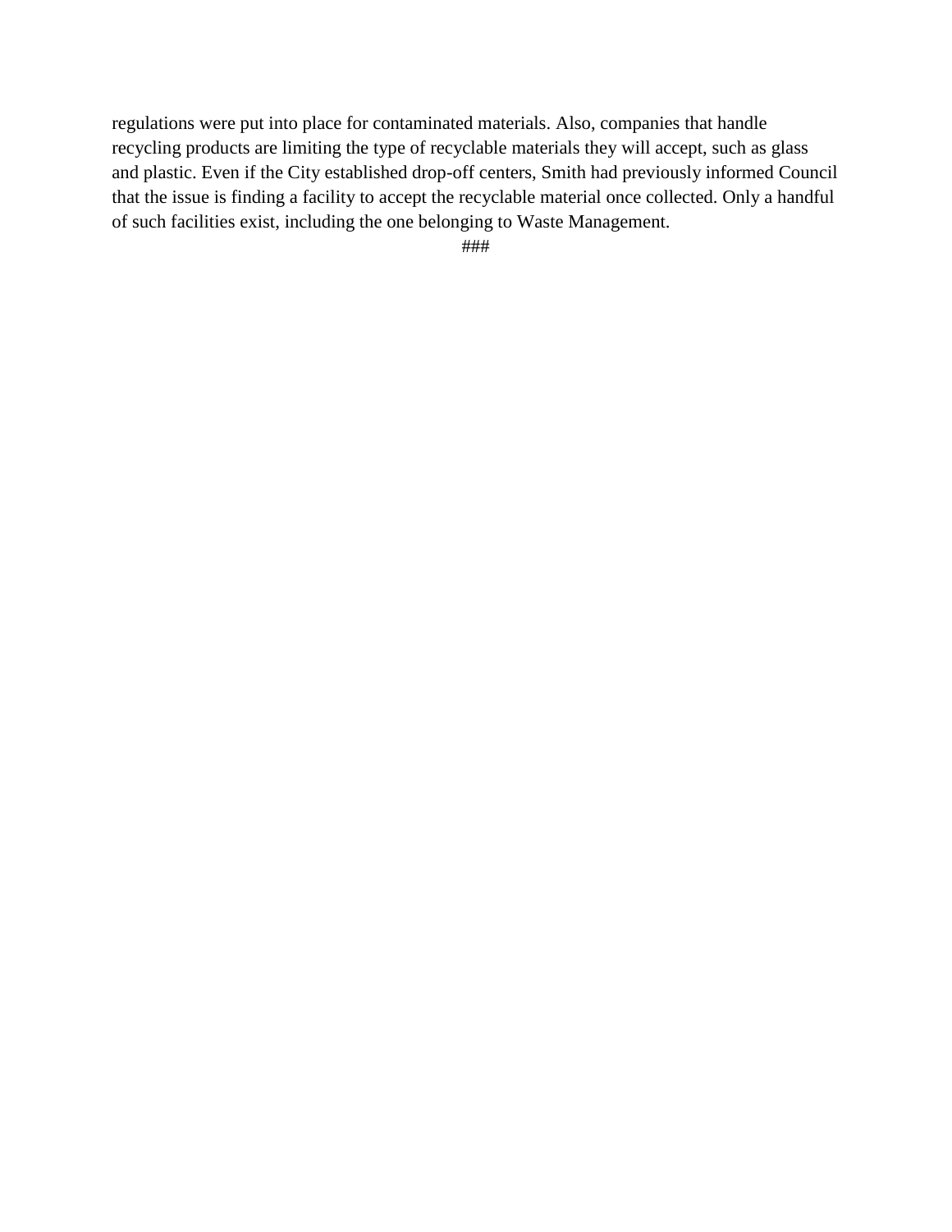regulations were put into place for contaminated materials. Also, companies that handle recycling products are limiting the type of recyclable materials they will accept, such as glass and plastic. Even if the City established drop-off centers, Smith had previously informed Council that the issue is finding a facility to accept the recyclable material once collected. Only a handful of such facilities exist, including the one belonging to Waste Management.

###